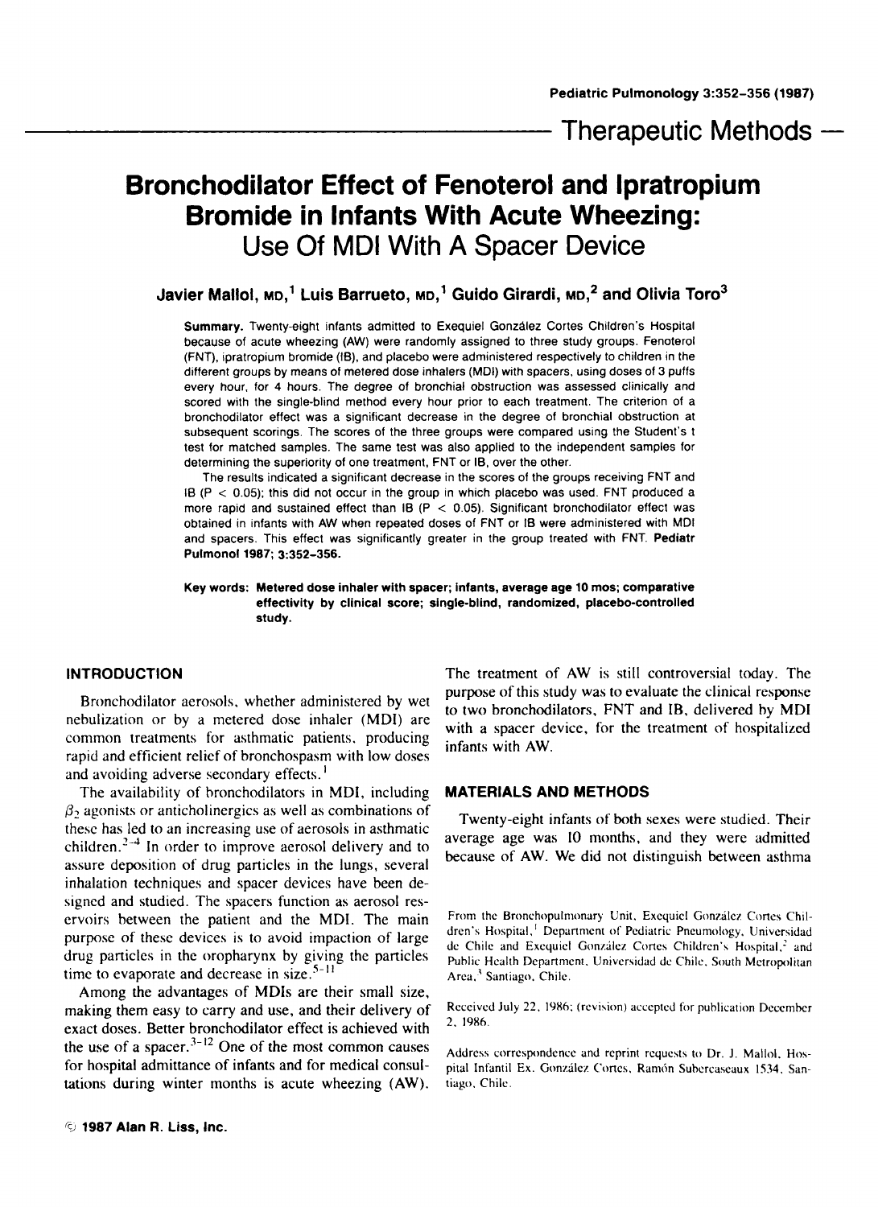Therapeutic Methods

# Bronchodilator Effect of Fenoterol and Ipratropium Bromide in Infants With Acute Wheezing: Use Of MDI With A Spacer Device

**Javier Mallol, MD,[1] Luis Barrueto, MD,[1] Guido Girardi, MD,[2] and Olivia Toro[3]**

**Summary.** Twenty-eight infants admitted to Exequiel González Cortes Children's Hospital because of acute wheezing (AW) were randomly assigned to three study groups. Fenoterol (FNT), ipratropium bromide (IB), and placebo were administered respectively to children in the different groups by means of metered dose inhalers (MDI) with spacers, using doses of 3 puffs every hour, for 4 hours. The degree of bronchial obstruction was assessed clinically and scored with the single-blind method every hour prior to each treatment. The criterion of a bronchodilator effect was a significant decrease in the degree of bronchial obstruction at subsequent scorings. The scores of the three groups were compared using the Student's t test for matched samples. The same test was also applied to the independent samples for determining the superiority of one treatment, FNT or IB, over the other.

The results indicated a significant decrease in the scores of the groups receiving FNT and IB ($P < 0.05$); this did not occur in the group in which placebo was used. FNT produced a more rapid and sustained effect than IB ($P < 0.05$). Significant bronchodilator effect was obtained in infants with AW when repeated doses of FNT or IB were administered with MDI and spacers. This effect was significantly greater in the group treated with FNT. **Pediatr Pulmonol 1987; 3:352–356.**

**Key words: Metered dose inhaler with spacer; infants, average age 10 mos; comparative effectivity by clinical score; single-blind, randomized, placebo-controlled study.**

## INTRODUCTION

Bronchodilator aerosols, whether administered by wet nebulization or by a metered dose inhaler (MDI) are common treatments for asthmatic patients, producing rapid and efficient relief of bronchospasm with low doses and avoiding adverse secondary effects.[1]

The availability of bronchodilators in MDI, including $\beta_2$ agonists or anticholinergics as well as combinations of these has led to an increasing use of aerosols in asthmatic children.[2-4] In order to improve aerosol delivery and to assure deposition of drug particles in the lungs, several inhalation techniques and spacer devices have been designed and studied. The spacers function as aerosol reservoirs between the patient and the MDI. The main purpose of these devices is to avoid impaction of large drug particles in the oropharynx by giving the particles time to evaporate and decrease in size.[5-11]

Among the advantages of MDIs are their small size, making them easy to carry and use, and their delivery of exact doses. Better bronchodilator effect is achieved with the use of a spacer.[3-12] One of the most common causes for hospital admittance of infants and for medical consultations during winter months is acute wheezing (AW). The treatment of AW is still controversial today. The purpose of this study was to evaluate the clinical response to two bronchodilators, FNT and IB, delivered by MDI with a spacer device, for the treatment of hospitalized infants with AW.

## MATERIALS AND METHODS

Twenty-eight infants of both sexes were studied. Their average age was 10 months, and they were admitted because of AW. We did not distinguish between asthma

From the Bronchopulmonary Unit, Exequiel González Cortes Children's Hospital,[1] Department of Pediatric Pneumology, Universidad de Chile and Exequiel González Cortes Children's Hospital,[2] and Public Health Department, Universidad de Chile, South Metropolitan Area,[3] Santiago, Chile.

Received July 22, 1986; (revision) accepted for publication December 2, 1986.

Address correspondence and reprint requests to Dr. J. Mallol, Hospital Infantil Ex. González Cortes, Ramón Subercaseaux 1534, Santiago, Chile.

© 1987 Alan R. Liss, Inc.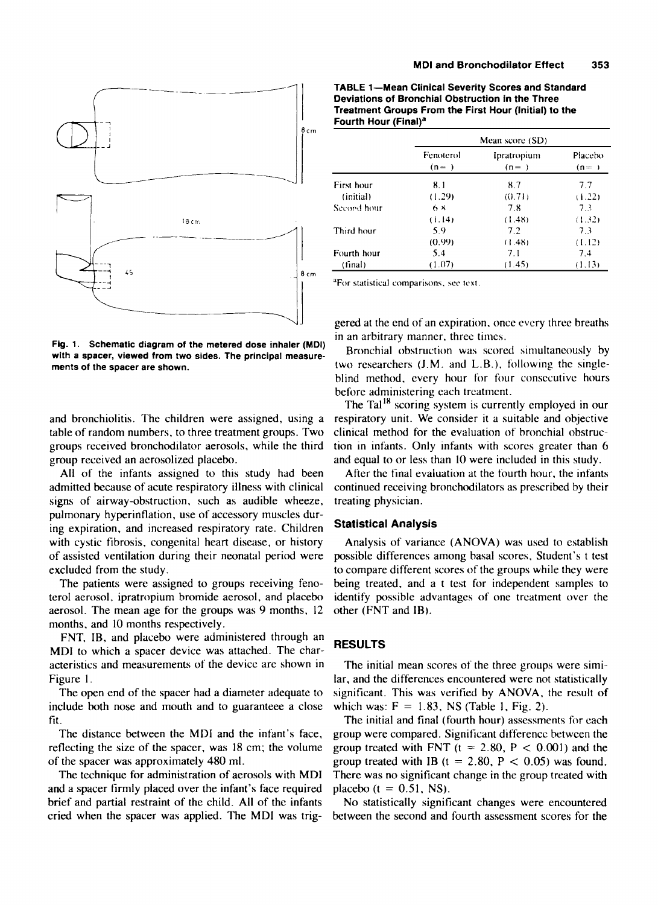Fig. 1. Schematic diagram of the metered dose inhaler (MDI) with a spacer, viewed from two sides. The principal measurements of the spacer are shown.

and bronchiolitis. The children were assigned, using a table of random numbers, to three treatment groups. Two groups received bronchodilator aerosols, while the third group received an aerosolized placebo.

All of the infants assigned to this study had been admitted because of acute respiratory illness with clinical signs of airway-obstruction, such as audible wheeze, pulmonary hyperinflation, use of accessory muscles during expiration, and increased respiratory rate. Children with cystic fibrosis, congenital heart disease, or history of assisted ventilation during their neonatal period were excluded from the study.

The patients were assigned to groups receiving fenoterol aerosol, ipratropium bromide aerosol, and placebo aerosol. The mean age for the groups was 9 months, 12 months, and 10 months respectively.

FNT, IB, and placebo were administered through an MDI to which a spacer device was attached. The characteristics and measurements of the device are shown in Figure 1.

The open end of the spacer had a diameter adequate to include both nose and mouth and to guarantee a close fit.

The distance between the MDI and the infant's face, reflecting the size of the spacer, was 18 cm; the volume of the spacer was approximately 480 ml.

The technique for administration of aerosols with MDI and a spacer firmly placed over the infant's face required brief and partial restraint of the child. All of the infants cried when the spacer was applied. The MDI was triggered at the end of an expiration, once every three breaths in an arbitrary manner, three times.

Bronchial obstruction was scored simultaneously by two researchers (J.M. and L.B.), following the single-blind method, every hour for four consecutive hours before administering each treatment.

The Tal[18] scoring system is currently employed in our respiratory unit. We consider it a suitable and objective clinical method for the evaluation of bronchial obstruction in infants. Only infants with scores greater than 6 and equal to or less than 10 were included in this study.

After the final evaluation at the fourth hour, the infants continued receiving bronchodilators as prescribed by their treating physician.

### Statistical Analysis

Analysis of variance (ANOVA) was used to establish possible differences among basal scores, Student's t test to compare different scores of the groups while they were being treated, and a t test for independent samples to identify possible advantages of one treatment over the other (FNT and IB).

**TABLE 1—Mean Clinical Severity Scores and Standard Deviations of Bronchial Obstruction in the Three Treatment Groups From the First Hour (Initial) to the Fourth Hour (Final)[a]**

| | Mean score (SD) | | |
|---|---|---|---|
| | Fenoterol (n= ) | Ipratropium (n= ) | Placebo (n= ) |
| First hour (initial) | 8.1 (1.29) | 8.7 (0.71) | 7.7 (1.22) |
| Second hour | 6.8 (1.14) | 7.8 (1.48) | 7.3 (1.32) |
| Third hour | 5.9 (0.99) | 7.2 (1.48) | 7.3 (1.12) |
| Fourth hour (final) | 5.4 (1.07) | 7.1 (1.45) | 7.4 (1.13) |

[a]For statistical comparisons, see text.

## RESULTS

The initial mean scores of the three groups were similar, and the differences encountered were not statistically significant. This was verified by ANOVA, the result of which was: $F = 1.83$, NS (Table 1, Fig. 2).

The initial and final (fourth hour) assessments for each group were compared. Significant difference between the group treated with FNT ($t = 2.80$, $P < 0.001$) and the group treated with IB ($t = 2.80$, $P < 0.05$) was found. There was no significant change in the group treated with placebo ($t = 0.51$, NS).

No statistically significant changes were encountered between the second and fourth assessment scores for the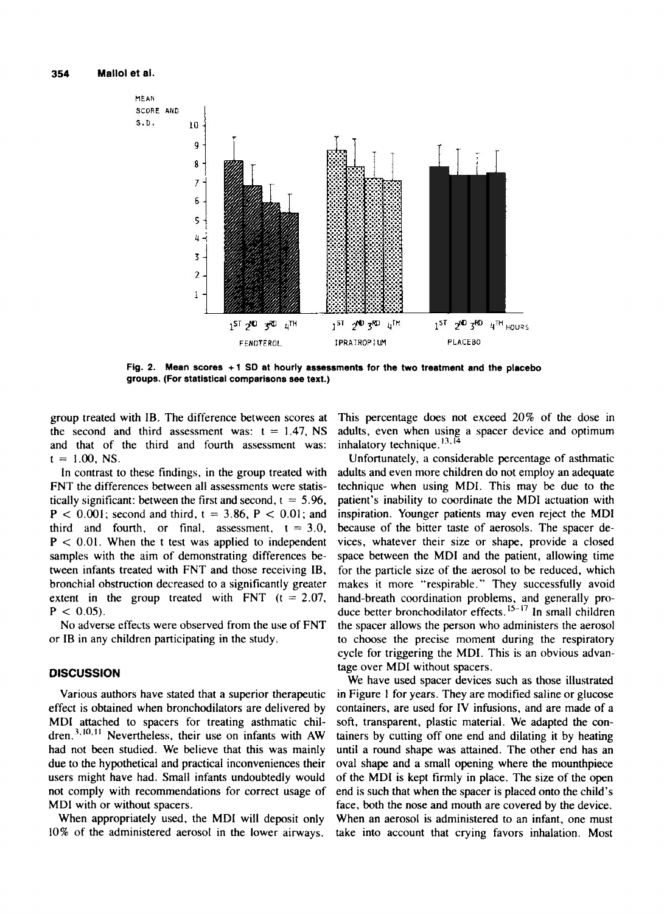Fig. 2. Mean scores +1 SD at hourly assessments for the two treatment and the placebo groups. (For statistical comparisons see text.)

group treated with IB. The difference between scores at the second and third assessment was: $t = 1.47$, NS and that of the third and fourth assessment was: $t = 1.00$, NS.

In contrast to these findings, in the group treated with FNT the differences between all assessments were statistically significant: between the first and second, $t = 5.96$, $P < 0.001$; second and third, $t = 3.86$, $P < 0.01$; and third and fourth, or final, assessment, $t = 3.0$, $P < 0.01$. When the t test was applied to independent samples with the aim of demonstrating differences between infants treated with FNT and those receiving IB, bronchial obstruction decreased to a significantly greater extent in the group treated with FNT ($t = 2.07$, $P < 0.05$).

No adverse effects were observed from the use of FNT or IB in any children participating in the study.

## DISCUSSION

Various authors have stated that a superior therapeutic effect is obtained when bronchodilators are delivered by MDI attached to spacers for treating asthmatic children.[3,10,11] Nevertheless, their use on infants with AW had not been studied. We believe that this was mainly due to the hypothetical and practical inconveniences their users might have had. Small infants undoubtedly would not comply with recommendations for correct usage of MDI with or without spacers.

When appropriately used, the MDI will deposit only 10% of the administered aerosol in the lower airways. This percentage does not exceed 20% of the dose in adults, even when using a spacer device and optimum inhalatory technique.[13,14]

Unfortunately, a considerable percentage of asthmatic adults and even more children do not employ an adequate technique when using MDI. This may be due to the patient's inability to coordinate the MDI actuation with inspiration. Younger patients may even reject the MDI because of the bitter taste of aerosols. The spacer devices, whatever their size or shape, provide a closed space between the MDI and the patient, allowing time for the particle size of the aerosol to be reduced, which makes it more "respirable." They successfully avoid hand-breath coordination problems, and generally produce better bronchodilator effects.[15-17] In small children the spacer allows the person who administers the aerosol to choose the precise moment during the respiratory cycle for triggering the MDI. This is an obvious advantage over MDI without spacers.

We have used spacer devices such as those illustrated in Figure 1 for years. They are modified saline or glucose containers, are used for IV infusions, and are made of a soft, transparent, plastic material. We adapted the containers by cutting off one end and dilating it by heating until a round shape was attained. The other end has an oval shape and a small opening where the mouthpiece of the MDI is kept firmly in place. The size of the open end is such that when the spacer is placed onto the child's face, both the nose and mouth are covered by the device. When an aerosol is administered to an infant, one must take into account that crying favors inhalation. Most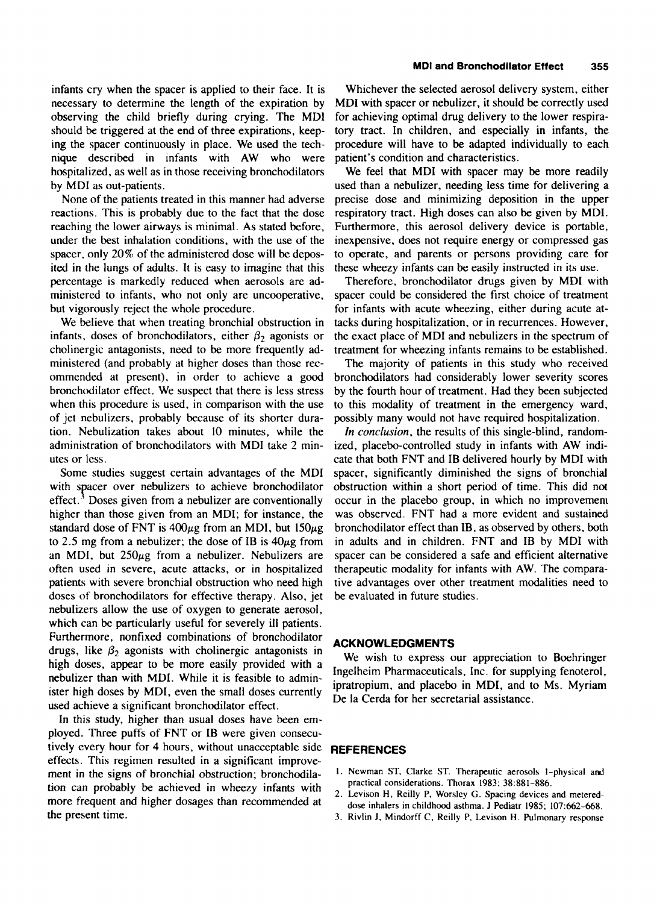infants cry when the spacer is applied to their face. It is necessary to determine the length of the expiration by observing the child briefly during crying. The MDI should be triggered at the end of three expirations, keeping the spacer continuously in place. We used the technique described in infants with AW who were hospitalized, as well as in those receiving bronchodilators by MDI as out-patients.

None of the patients treated in this manner had adverse reactions. This is probably due to the fact that the dose reaching the lower airways is minimal. As stated before, under the best inhalation conditions, with the use of the spacer, only 20% of the administered dose will be deposited in the lungs of adults. It is easy to imagine that this percentage is markedly reduced when aerosols are administered to infants, who not only are uncooperative, but vigorously reject the whole procedure.

We believe that when treating bronchial obstruction in infants, doses of bronchodilators, either $\beta_2$ agonists or cholinergic antagonists, need to be more frequently administered (and probably at higher doses than those recommended at present), in order to achieve a good bronchodilator effect. We suspect that there is less stress when this procedure is used, in comparison with the use of jet nebulizers, probably because of its shorter duration. Nebulization takes about 10 minutes, while the administration of bronchodilators with MDI take 2 minutes or less.

Some studies suggest certain advantages of the MDI with spacer over nebulizers to achieve bronchodilator effect.[3] Doses given from a nebulizer are conventionally higher than those given from an MDI; for instance, the standard dose of FNT is 400$\mu$g from an MDI, but 150$\mu$g to 2.5 mg from a nebulizer; the dose of IB is 40$\mu$g from an MDI, but 250$\mu$g from a nebulizer. Nebulizers are often used in severe, acute attacks, or in hospitalized patients with severe bronchial obstruction who need high doses of bronchodilators for effective therapy. Also, jet nebulizers allow the use of oxygen to generate aerosol, which can be particularly useful for severely ill patients. Furthermore, nonfixed combinations of bronchodilator drugs, like $\beta_2$ agonists with cholinergic antagonists in high doses, appear to be more easily provided with a nebulizer than with MDI. While it is feasible to administer high doses by MDI, even the small doses currently used achieve a significant bronchodilator effect.

In this study, higher than usual doses have been employed. Three puffs of FNT or IB were given consecutively every hour for 4 hours, without unacceptable side effects. This regimen resulted in a significant improvement in the signs of bronchial obstruction; bronchodilation can probably be achieved in wheezy infants with more frequent and higher dosages than recommended at the present time.

Whichever the selected aerosol delivery system, either MDI with spacer or nebulizer, it should be correctly used for achieving optimal drug delivery to the lower respiratory tract. In children, and especially in infants, the procedure will have to be adapted individually to each patient's condition and characteristics.

We feel that MDI with spacer may be more readily used than a nebulizer, needing less time for delivering a precise dose and minimizing deposition in the upper respiratory tract. High doses can also be given by MDI. Furthermore, this aerosol delivery device is portable, inexpensive, does not require energy or compressed gas to operate, and parents or persons providing care for these wheezy infants can be easily instructed in its use.

Therefore, bronchodilator drugs given by MDI with spacer could be considered the first choice of treatment for infants with acute wheezing, either during acute attacks during hospitalization, or in recurrences. However, the exact place of MDI and nebulizers in the spectrum of treatment for wheezing infants remains to be established.

The majority of patients in this study who received bronchodilators had considerably lower severity scores by the fourth hour of treatment. Had they been subjected to this modality of treatment in the emergency ward, possibly many would not have required hospitalization.

*In conclusion*, the results of this single-blind, randomized, placebo-controlled study in infants with AW indicate that both FNT and IB delivered hourly by MDI with spacer, significantly diminished the signs of bronchial obstruction within a short period of time. This did not occur in the placebo group, in which no improvement was observed. FNT had a more evident and sustained bronchodilator effect than IB, as observed by others, both in adults and in children. FNT and IB by MDI with spacer can be considered a safe and efficient alternative therapeutic modality for infants with AW. The comparative advantages over other treatment modalities need to be evaluated in future studies.

## ACKNOWLEDGMENTS

We wish to express our appreciation to Boehringer Ingelheim Pharmaceuticals, Inc. for supplying fenoterol, ipratropium, and placebo in MDI, and to Ms. Myriam De la Cerda for her secretarial assistance.

## REFERENCES

1. Newman ST, Clarke ST. Therapeutic aerosols 1-physical and practical considerations. Thorax 1983; 38:881–886.
2. Levison H, Reilly P, Worsley G. Spacing devices and metered-dose inhalers in childhood asthma. J Pediatr 1985; 107:662–668.
3. Rivlin J, Mindorff C, Reilly P, Levison H. Pulmonary response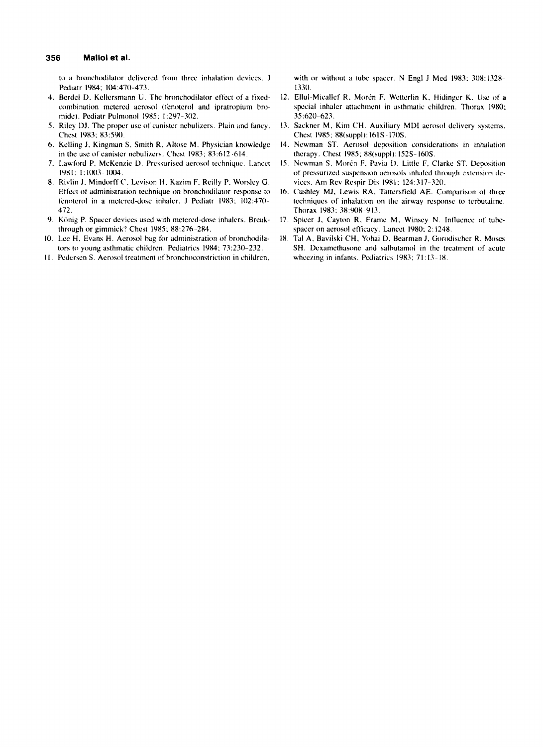to a bronchodilator delivered from three inhalation devices. J Pediatr 1984; 104:470–473.

4. Berdel D, Kellersmann U. The bronchodilator effect of a fixed-combination metered aerosol (fenoterol and ipratropium bromide). Pediatr Pulmonol 1985; 1:297–302.
5. Riley DJ. The proper use of canister nebulizers. Plain and fancy. Chest 1983; 83:590.
6. Kelling J, Kingman S, Smith R, Altose M. Physician knowledge in the use of canister nebulizers. Chest 1983; 83:612–614.
7. Lawford P, McKenzie D. Pressurised aerosol technique. Lancet 1981; 1:1003–1004.
8. Rivlin J, Mindorff C, Levison H, Kazim F, Reilly P, Worsley G. Effect of administration technique on bronchodilator response to fenoterol in a metered-dose inhaler. J Pediatr 1983; 102:470–472.
9. König P. Spacer devices used with metered-dose inhalers. Breakthrough or gimmick? Chest 1985; 88:276–284.
10. Lee H, Evans H. Aerosol bag for administration of bronchodilators to young asthmatic children. Pediatrics 1984; 73:230–232.
11. Pedersen S. Aerosol treatment of bronchoconstriction in children, with or without a tube spacer. N Engl J Med 1983; 308:1328–1330.
12. Ellul-Micallef R, Morén F, Wetterlin K, Hidinger K. Use of a special inhaler attachment in asthmatic children. Thorax 1980; 35:620–623.
13. Sackner M, Kim CH. Auxiliary MDI aerosol delivery systems. Chest 1985; 88(suppl):161S–170S.
14. Newman ST. Aerosol deposition considerations in inhalation therapy. Chest 1985; 88(suppl):152S–160S.
15. Newman S, Morén F, Pavia D, Little F, Clarke ST. Deposition of pressurized suspension aerosols inhaled through extension devices. Am Rev Respir Dis 1981; 124:317–320.
16. Cushley MJ, Lewis RA, Tattersfield AE. Comparison of three techniques of inhalation on the airway response to terbutaline. Thorax 1983; 38:908–913.
17. Spicer J, Cayton R, Frame M, Winsey N. Influence of tube-spacer on aerosol efficacy. Lancet 1980; 2:1248.
18. Tal A, Bavilski CH, Yohai D, Bearman J, Gorodischer R, Moses SH. Dexamethasone and salbutamol in the treatment of acute wheezing in infants. Pediatrics 1983; 71:13–18.